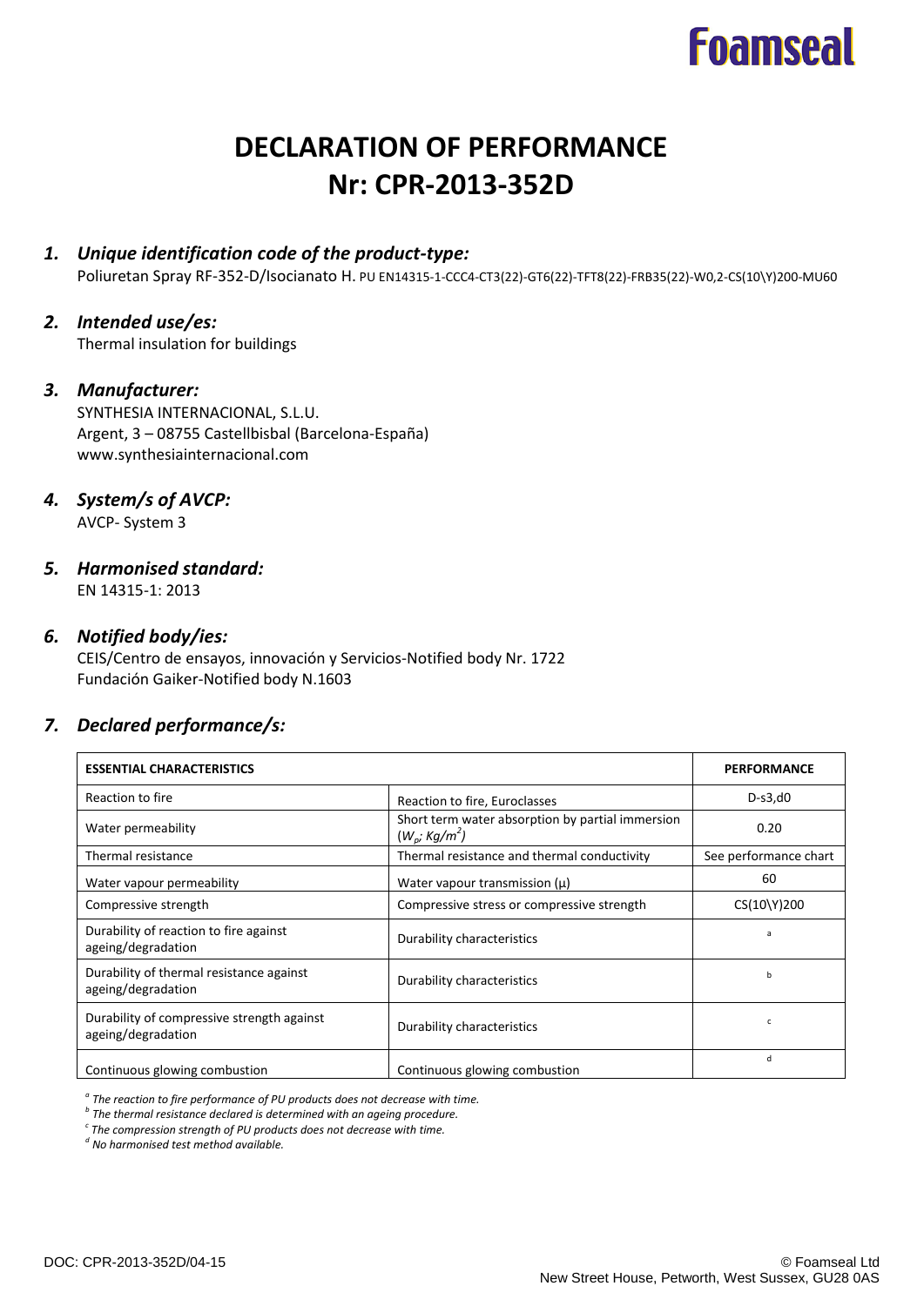Foamseal

# DECLARATION OF PERFORMANCE
# Nr: CPR-2013-352D

### *1. Unique identification code of the product-type:*

Poliuretan Spray RF-352-D/Isocianato H. PU EN14315-1-CCC4-CT3(22)-GT6(22)-TFT8(22)-FRB35(22)-W0,2-CS(10\Y)200-MU60

### *2. Intended use/es:*

Thermal insulation for buildings

### *3. Manufacturer:*

SYNTHESIA INTERNACIONAL, S.L.U.
Argent, 3 – 08755 Castellbisbal (Barcelona-España)
www.synthesiainternacional.com

### *4. System/s of AVCP:*

AVCP- System 3

### *5. Harmonised standard:*

EN 14315-1: 2013

### *6. Notified body/ies:*

CEIS/Centro de ensayos, innovación y Servicios-Notified body Nr. 1722
Fundación Gaiker-Notified body N.1603

### *7. Declared performance/s:*

| **ESSENTIAL CHARACTERISTICS** | | **PERFORMANCE** |
|---|---|---|
| Reaction to fire | Reaction to fire, Euroclasses | D-s3,d0 |
| Water permeability | Short term water absorption by partial immersion ($W_p$; $Kg/m^2$) | 0.20 |
| Thermal resistance | Thermal resistance and thermal conductivity | See performance chart |
| Water vapour permeability | Water vapour transmission (μ) | 60 |
| Compressive strength | Compressive stress or compressive strength | CS(10\Y)200 |
| Durability of reaction to fire against ageing/degradation | Durability characteristics | [a] |
| Durability of thermal resistance against ageing/degradation | Durability characteristics | [b] |
| Durability of compressive strength against ageing/degradation | Durability characteristics | [c] |
| Continuous glowing combustion | Continuous glowing combustion | [d] |

*[a] The reaction to fire performance of PU products does not decrease with time.*
*[b] The thermal resistance declared is determined with an ageing procedure.*
*[c] The compression strength of PU products does not decrease with time.*
*[d] No harmonised test method available.*

DOC: CPR-2013-352D/04-15

© Foamseal Ltd
New Street House, Petworth, West Sussex, GU28 0AS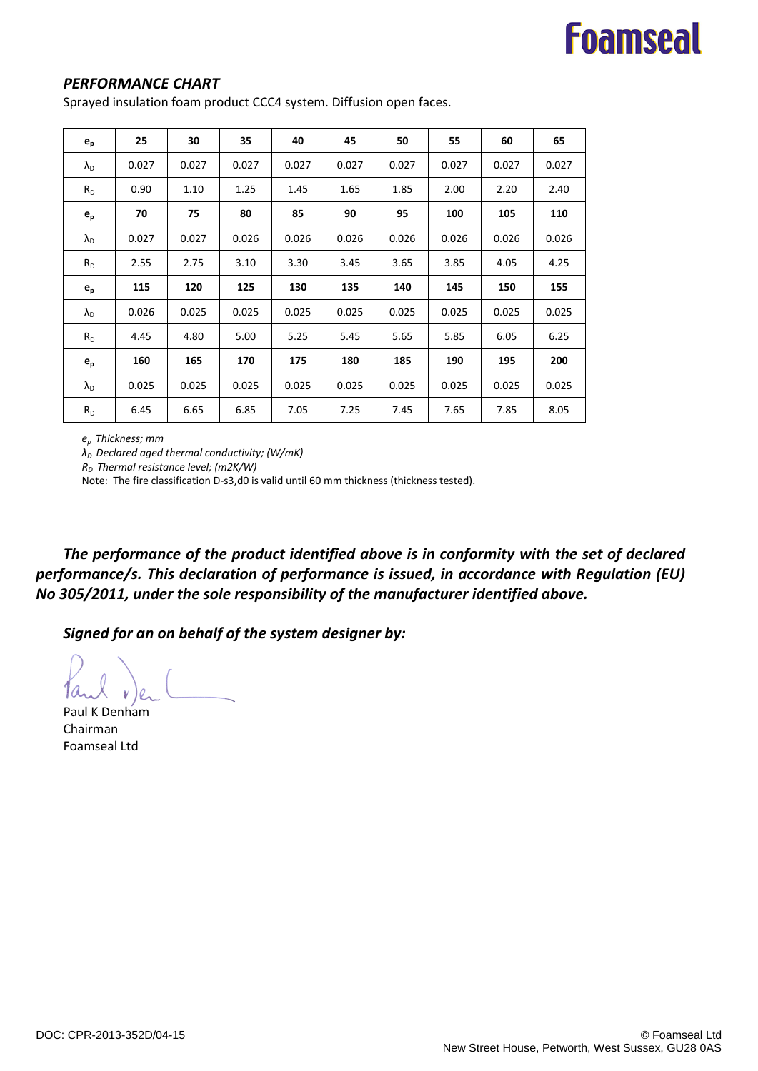Foamseal

### *PERFORMANCE CHART*

Sprayed insulation foam product CCC4 system. Diffusion open faces.

| | | | | | | | | | |
|---|---|---|---|---|---|---|---|---|---|
| **$e_p$** | **25** | **30** | **35** | **40** | **45** | **50** | **55** | **60** | **65** |
| $\lambda_D$ | 0.027 | 0.027 | 0.027 | 0.027 | 0.027 | 0.027 | 0.027 | 0.027 | 0.027 |
| $R_D$ | 0.90 | 1.10 | 1.25 | 1.45 | 1.65 | 1.85 | 2.00 | 2.20 | 2.40 |
| **$e_p$** | **70** | **75** | **80** | **85** | **90** | **95** | **100** | **105** | **110** |
| $\lambda_D$ | 0.027 | 0.027 | 0.026 | 0.026 | 0.026 | 0.026 | 0.026 | 0.026 | 0.026 |
| $R_D$ | 2.55 | 2.75 | 3.10 | 3.30 | 3.45 | 3.65 | 3.85 | 4.05 | 4.25 |
| **$e_p$** | **115** | **120** | **125** | **130** | **135** | **140** | **145** | **150** | **155** |
| $\lambda_D$ | 0.026 | 0.025 | 0.025 | 0.025 | 0.025 | 0.025 | 0.025 | 0.025 | 0.025 |
| $R_D$ | 4.45 | 4.80 | 5.00 | 5.25 | 5.45 | 5.65 | 5.85 | 6.05 | 6.25 |
| **$e_p$** | **160** | **165** | **170** | **175** | **180** | **185** | **190** | **195** | **200** |
| $\lambda_D$ | 0.025 | 0.025 | 0.025 | 0.025 | 0.025 | 0.025 | 0.025 | 0.025 | 0.025 |
| $R_D$ | 6.45 | 6.65 | 6.85 | 7.05 | 7.25 | 7.45 | 7.65 | 7.85 | 8.05 |

*$e_p$ Thickness; mm*

*$\lambda_D$ Declared aged thermal conductivity; (W/mK)*

*$R_D$ Thermal resistance level; (m2K/W)*

Note: The fire classification D-s3,d0 is valid until 60 mm thickness (thickness tested).

***The performance of the product identified above is in conformity with the set of declared performance/s. This declaration of performance is issued, in accordance with Regulation (EU) No 305/2011, under the sole responsibility of the manufacturer identified above.***

***Signed for an on behalf of the system designer by:***

Paul K Denham
Chairman
Foamseal Ltd

DOC: CPR-2013-352D/04-15

© Foamseal Ltd
New Street House, Petworth, West Sussex, GU28 0AS